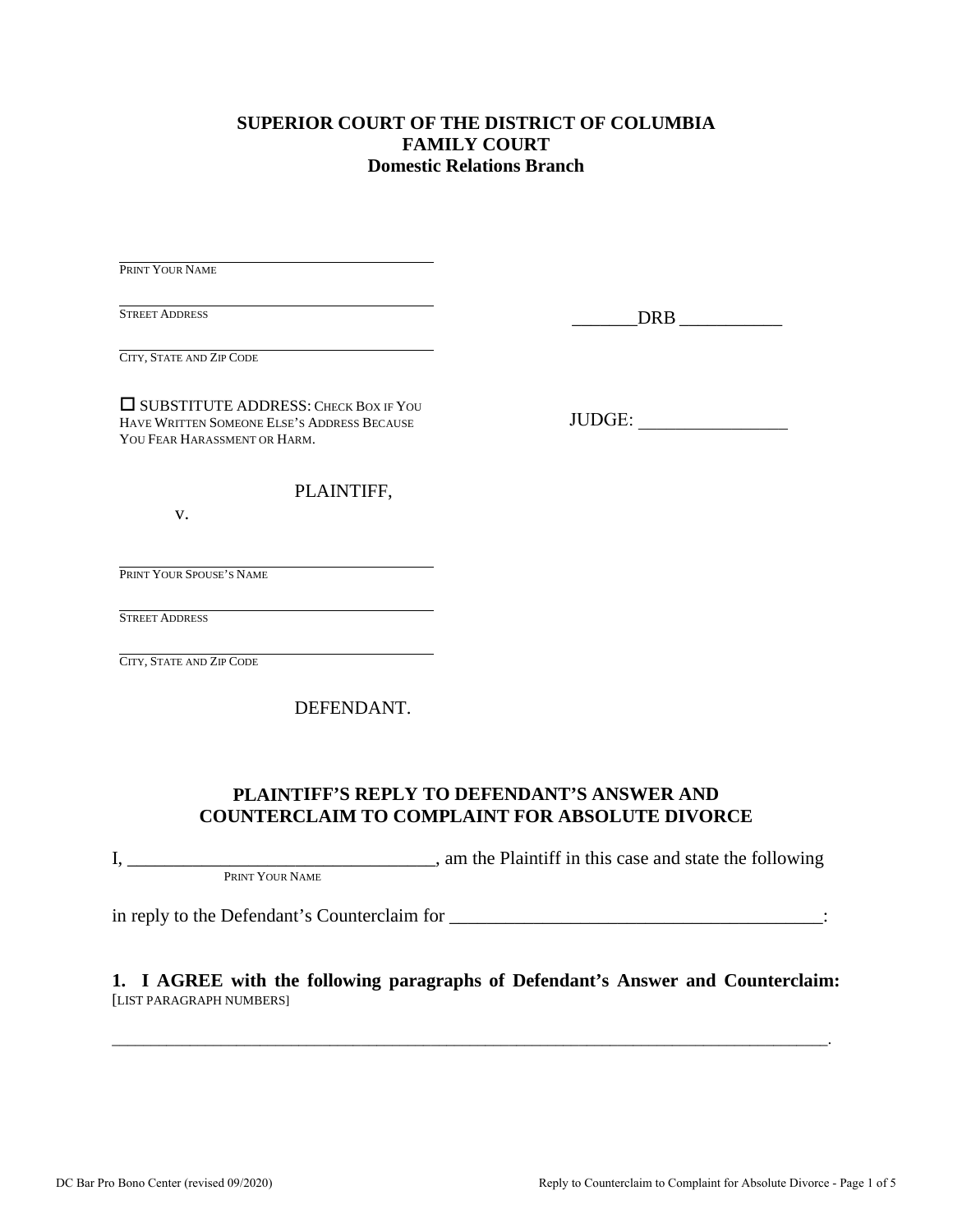**SUPERIOR COURT OF THE DISTRICT OF COLUMBIA**
**FAMILY COURT**
**Domestic Relations Branch**

______________________________
PRINT YOUR NAME

______________________________
STREET ADDRESS

______________________________
CITY, STATE AND ZIP CODE

☐ SUBSTITUTE ADDRESS: CHECK BOX IF YOU HAVE WRITTEN SOMEONE ELSE'S ADDRESS BECAUSE YOU FEAR HARASSMENT OR HARM.

PLAINTIFF,

v.

______________________________
PRINT YOUR SPOUSE'S NAME

______________________________
STREET ADDRESS

______________________________
CITY, STATE AND ZIP CODE

DEFENDANT.

_______DRB ___________

JUDGE: ________________

## PLAINTIFF'S REPLY TO DEFENDANT'S ANSWER AND COUNTERCLAIM TO COMPLAINT FOR ABSOLUTE DIVORCE

I, _________________________________, am the Plaintiff in this case and state the following
PRINT YOUR NAME

in reply to the Defendant's Counterclaim for ________________________________________:

**1. I AGREE with the following paragraphs of Defendant's Answer and Counterclaim:**
[LIST PARAGRAPH NUMBERS]

_______________________________________________________________________________.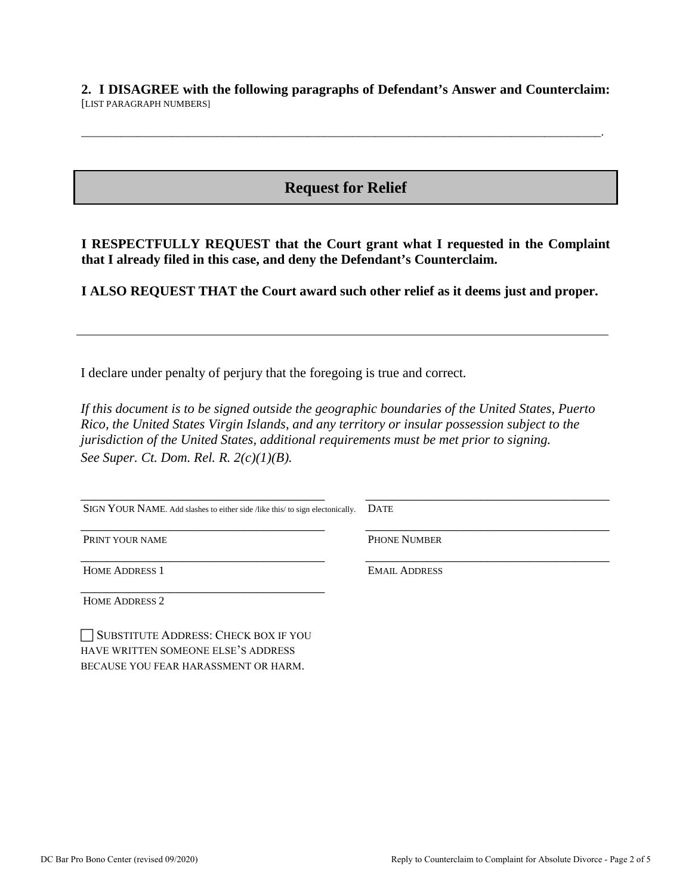**2. I DISAGREE with the following paragraphs of Defendant's Answer and Counterclaim:**
[LIST PARAGRAPH NUMBERS]

______________________________________________________________________________________.

## Request for Relief

**I RESPECTFULLY REQUEST that the Court grant what I requested in the Complaint that I already filed in this case, and deny the Defendant's Counterclaim.**

**I ALSO REQUEST THAT the Court award such other relief as it deems just and proper.**

---

I declare under penalty of perjury that the foregoing is true and correct.

*If this document is to be signed outside the geographic boundaries of the United States, Puerto Rico, the United States Virgin Islands, and any territory or insular possession subject to the jurisdiction of the United States, additional requirements must be met prior to signing. See Super. Ct. Dom. Rel. R. 2(c)(1)(B).*

| | |
|---|---|
| ______________________________ | ______________________________ |
| SIGN YOUR NAME. Add slashes to either side /like this/ to sign electonically. | DATE |
| ______________________________ | ______________________________ |
| PRINT YOUR NAME | PHONE NUMBER |
| ______________________________ | ______________________________ |
| HOME ADDRESS 1 | EMAIL ADDRESS |
| ______________________________ | |
| HOME ADDRESS 2 | |

☐ SUBSTITUTE ADDRESS: CHECK BOX IF YOU HAVE WRITTEN SOMEONE ELSE'S ADDRESS BECAUSE YOU FEAR HARASSMENT OR HARM.

DC Bar Pro Bono Center (revised 09/2020)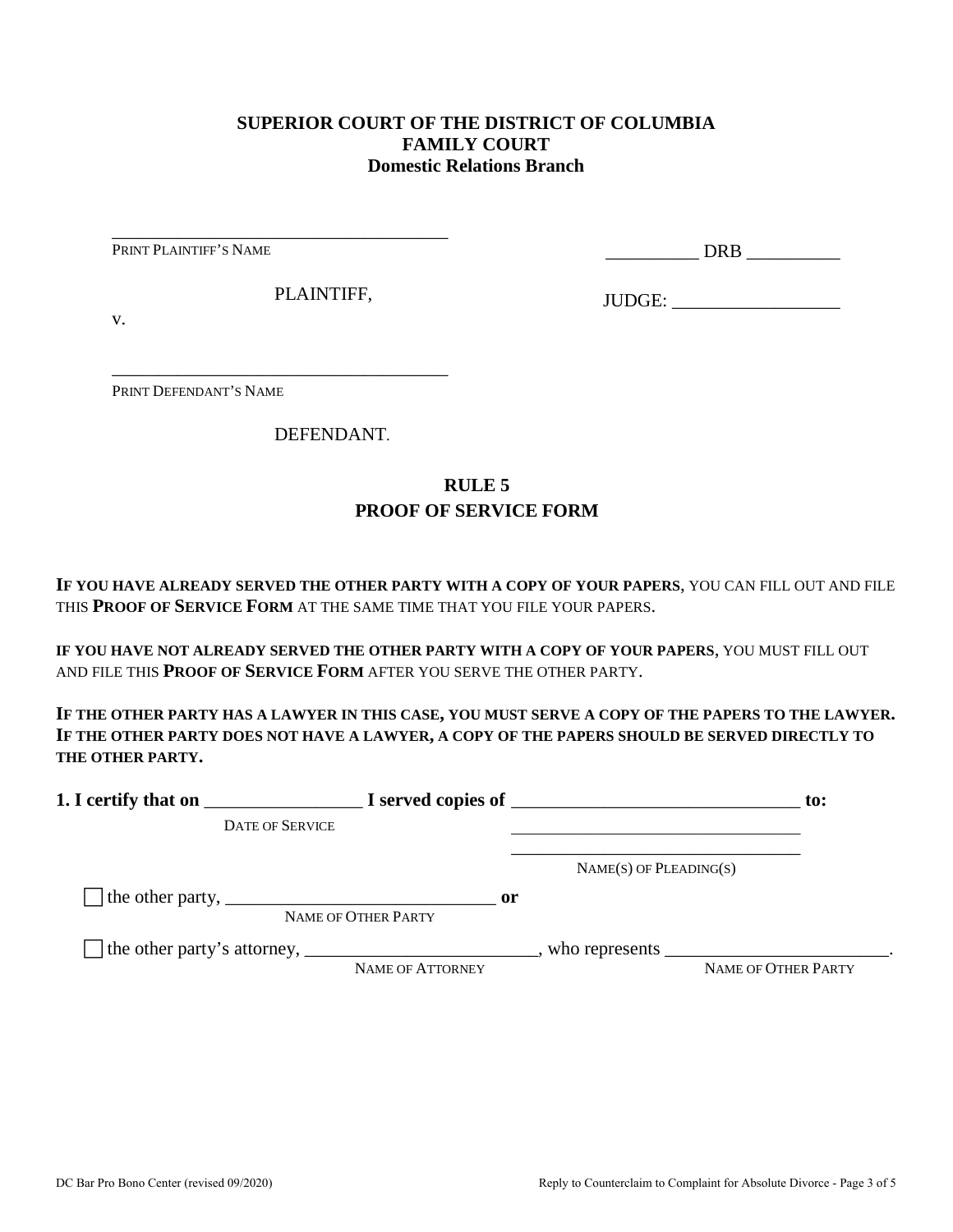**SUPERIOR COURT OF THE DISTRICT OF COLUMBIA**
**FAMILY COURT**
**Domestic Relations Branch**

_____________________________________
PRINT PLAINTIFF'S NAME

PLAINTIFF,

v.

_____________________________________
PRINT DEFENDANT'S NAME

DEFENDANT.

__________ DRB __________

JUDGE: __________________

## RULE 5
## PROOF OF SERVICE FORM

**IF YOU HAVE ALREADY SERVED THE OTHER PARTY WITH A COPY OF YOUR PAPERS**, YOU CAN FILL OUT AND FILE THIS **PROOF OF SERVICE FORM** AT THE SAME TIME THAT YOU FILE YOUR PAPERS.

**IF YOU HAVE NOT ALREADY SERVED THE OTHER PARTY WITH A COPY OF YOUR PAPERS**, YOU MUST FILL OUT AND FILE THIS **PROOF OF SERVICE FORM** AFTER YOU SERVE THE OTHER PARTY.

**IF THE OTHER PARTY HAS A LAWYER IN THIS CASE, YOU MUST SERVE A COPY OF THE PAPERS TO THE LAWYER. IF THE OTHER PARTY DOES NOT HAVE A LAWYER, A COPY OF THE PAPERS SHOULD BE SERVED DIRECTLY TO THE OTHER PARTY.**

**1. I certify that on** _________________ **I served copies of** _______________________________ **to:**
DATE OF SERVICE
_______________________________
_______________________________
NAME(S) OF PLEADING(S)

☐ the other party, ______________________________ **or**
NAME OF OTHER PARTY

☐ the other party's attorney, _________________________, who represents ________________________.
NAME OF ATTORNEY NAME OF OTHER PARTY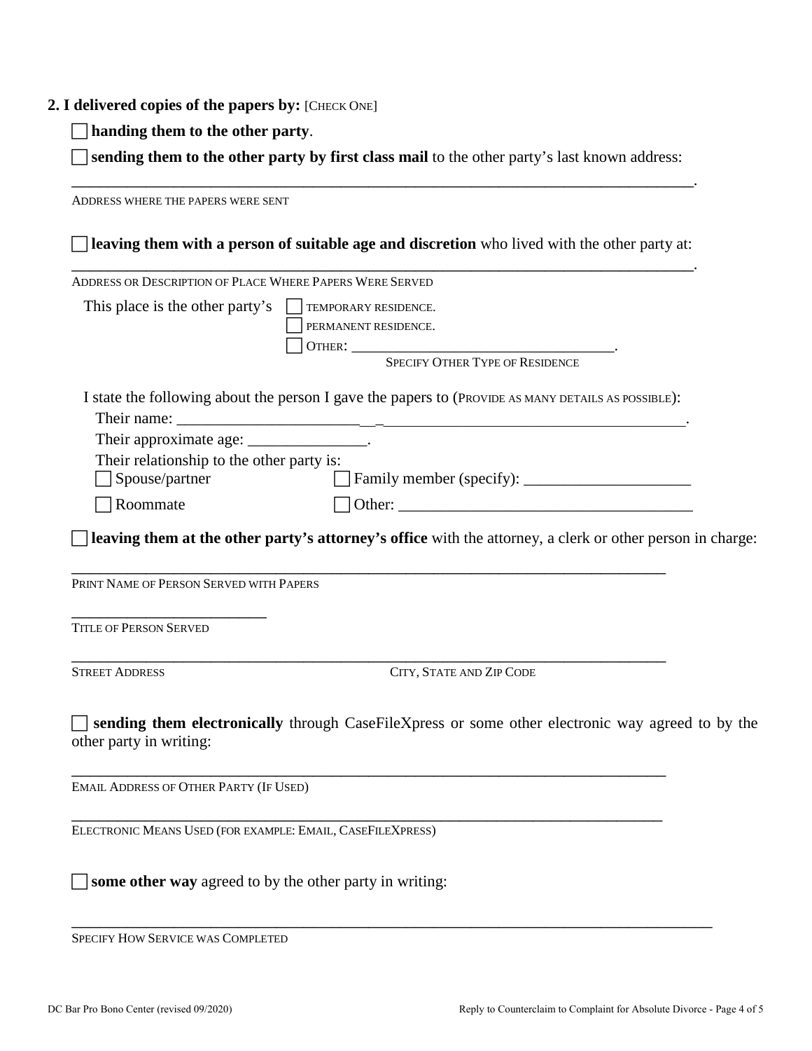**2. I delivered copies of the papers by:** [CHECK ONE]

☐ **handing them to the other party**.

☐ **sending them to the other party by first class mail** to the other party's last known address:

_______________________________________________________________________________.

ADDRESS WHERE THE PAPERS WERE SENT

☐ **leaving them with a person of suitable age and discretion** who lived with the other party at:

_______________________________________________________________________________.

ADDRESS OR DESCRIPTION OF PLACE WHERE PAPERS WERE SERVED

This place is the other party's ☐ TEMPORARY RESIDENCE.
☐ PERMANENT RESIDENCE.
☐ OTHER: ___________________________________.
SPECIFY OTHER TYPE OF RESIDENCE

I state the following about the person I gave the papers to (PROVIDE AS MANY DETAILS AS POSSIBLE):

Their name: ___________________________________________________________________.

Their approximate age: _______________.

Their relationship to the other party is:

☐ Spouse/partner ☐ Family member (specify): _____________________

☐ Roommate ☐ Other: ______________________________________

☐ **leaving them at the other party's attorney's office** with the attorney, a clerk or other person in charge:

_____________________________________________________________________________

PRINT NAME OF PERSON SERVED WITH PAPERS

_________________________

TITLE OF PERSON SERVED

_____________________________________________________________________________

STREET ADDRESS CITY, STATE AND ZIP CODE

☐ **sending them electronically** through CaseFileXpress or some other electronic way agreed to by the other party in writing:

_____________________________________________________________________________

EMAIL ADDRESS OF OTHER PARTY (IF USED)

_____________________________________________________________________________

ELECTRONIC MEANS USED (FOR EXAMPLE: EMAIL, CASEFILEXPRESS)

☐ **some other way** agreed to by the other party in writing:

_______________________________________________________________________________

SPECIFY HOW SERVICE WAS COMPLETED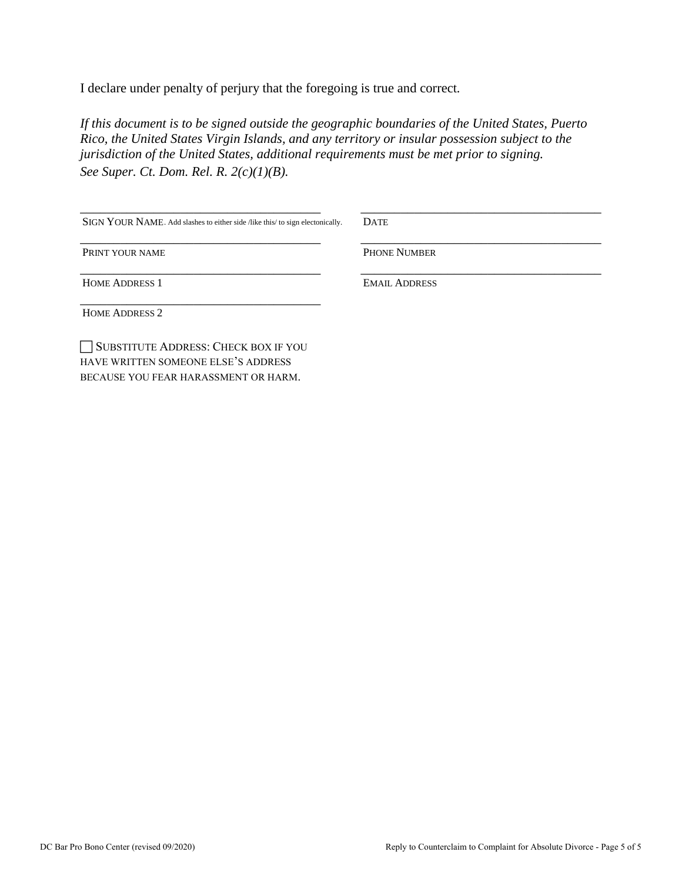I declare under penalty of perjury that the foregoing is true and correct.

*If this document is to be signed outside the geographic boundaries of the United States, Puerto Rico, the United States Virgin Islands, and any territory or insular possession subject to the jurisdiction of the United States, additional requirements must be met prior to signing. See Super. Ct. Dom. Rel. R. 2(c)(1)(B).*

| | |
|---|---|
| ______________________________ | ______________________________ |
| SIGN YOUR NAME. Add slashes to either side /like this/ to sign electonically. | DATE |
| ______________________________ | ______________________________ |
| PRINT YOUR NAME | PHONE NUMBER |
| ______________________________ | ______________________________ |
| HOME ADDRESS 1 | EMAIL ADDRESS |
| ______________________________ | |
| HOME ADDRESS 2 | |

☐ SUBSTITUTE ADDRESS: CHECK BOX IF YOU HAVE WRITTEN SOMEONE ELSE'S ADDRESS BECAUSE YOU FEAR HARASSMENT OR HARM.

DC Bar Pro Bono Center (revised 09/2020)